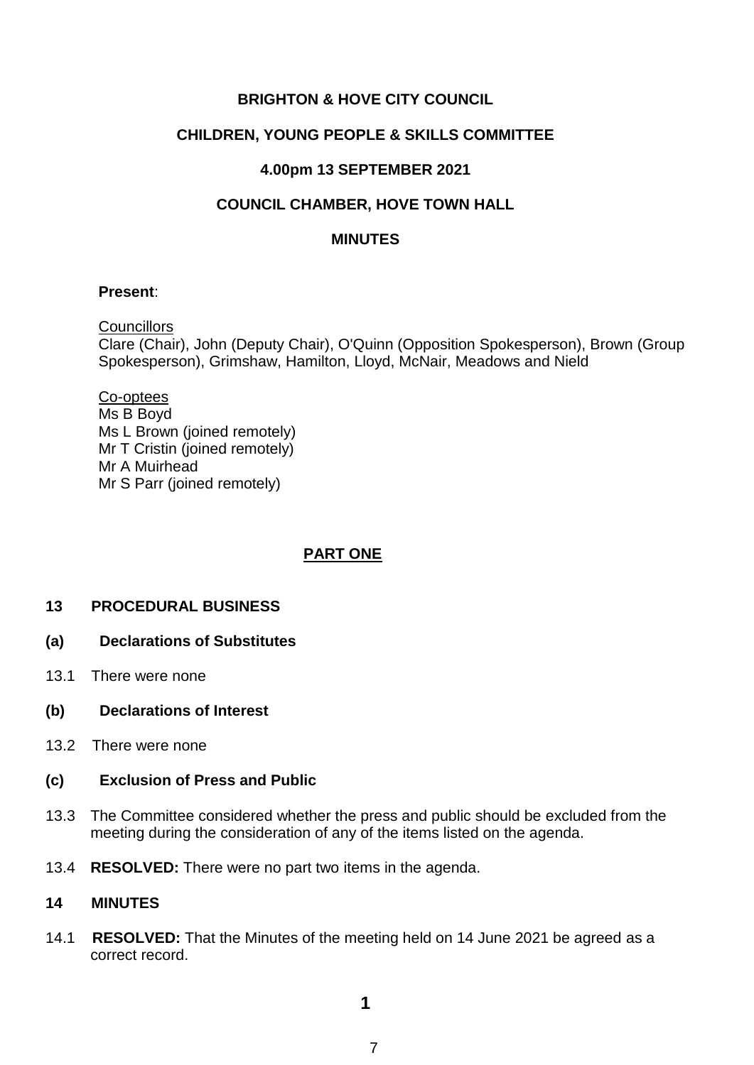# BRIGHTON & HOVE CITY COUNCIL

## CHILDREN, YOUNG PEOPLE & SKILLS COMMITTEE

### 4.00pm 13 SEPTEMBER 2021

### COUNCIL CHAMBER, HOVE TOWN HALL

### MINUTES

**Present**:

Councillors
Clare (Chair), John (Deputy Chair), O'Quinn (Opposition Spokesperson), Brown (Group Spokesperson), Grimshaw, Hamilton, Lloyd, McNair, Meadows and Nield

Co-optees
Ms B Boyd
Ms L Brown (joined remotely)
Mr T Cristin (joined remotely)
Mr A Muirhead
Mr S Parr (joined remotely)

## PART ONE

### 13 PROCEDURAL BUSINESS

#### (a) Declarations of Substitutes

13.1 There were none

#### (b) Declarations of Interest

13.2 There were none

#### (c) Exclusion of Press and Public

13.3 The Committee considered whether the press and public should be excluded from the meeting during the consideration of any of the items listed on the agenda.

13.4 **RESOLVED:** There were no part two items in the agenda.

### 14 MINUTES

14.1 **RESOLVED:** That the Minutes of the meeting held on 14 June 2021 be agreed as a correct record.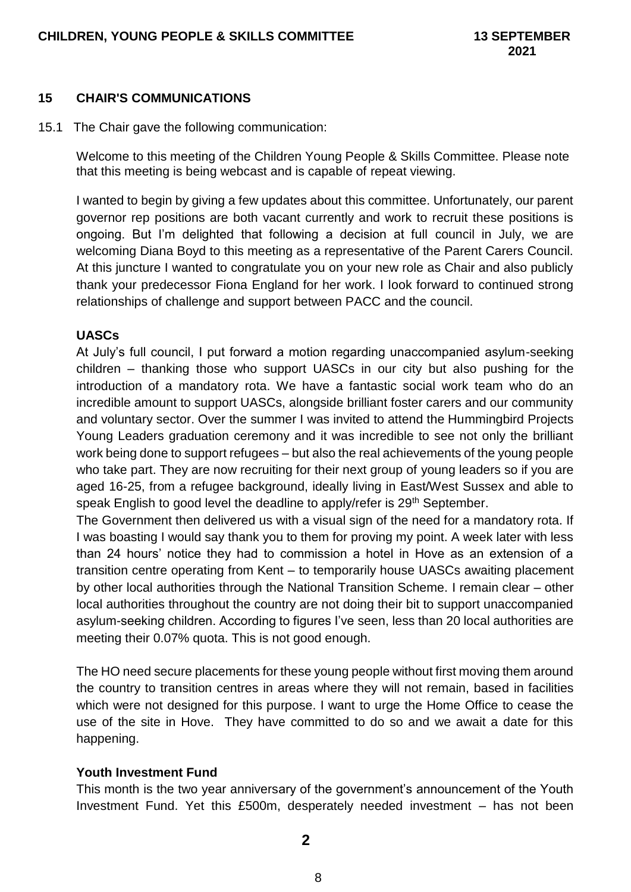## 15 CHAIR'S COMMUNICATIONS

15.1 The Chair gave the following communication:

Welcome to this meeting of the Children Young People & Skills Committee. Please note that this meeting is being webcast and is capable of repeat viewing.

I wanted to begin by giving a few updates about this committee. Unfortunately, our parent governor rep positions are both vacant currently and work to recruit these positions is ongoing. But I'm delighted that following a decision at full council in July, we are welcoming Diana Boyd to this meeting as a representative of the Parent Carers Council. At this juncture I wanted to congratulate you on your new role as Chair and also publicly thank your predecessor Fiona England for her work. I look forward to continued strong relationships of challenge and support between PACC and the council.

**UASCs**

At July's full council, I put forward a motion regarding unaccompanied asylum-seeking children – thanking those who support UASCs in our city but also pushing for the introduction of a mandatory rota. We have a fantastic social work team who do an incredible amount to support UASCs, alongside brilliant foster carers and our community and voluntary sector. Over the summer I was invited to attend the Hummingbird Projects Young Leaders graduation ceremony and it was incredible to see not only the brilliant work being done to support refugees – but also the real achievements of the young people who take part. They are now recruiting for their next group of young leaders so if you are aged 16-25, from a refugee background, ideally living in East/West Sussex and able to speak English to good level the deadline to apply/refer is 29th September.

The Government then delivered us with a visual sign of the need for a mandatory rota. If I was boasting I would say thank you to them for proving my point. A week later with less than 24 hours' notice they had to commission a hotel in Hove as an extension of a transition centre operating from Kent – to temporarily house UASCs awaiting placement by other local authorities through the National Transition Scheme. I remain clear – other local authorities throughout the country are not doing their bit to support unaccompanied asylum-seeking children. According to figures I've seen, less than 20 local authorities are meeting their 0.07% quota. This is not good enough.

The HO need secure placements for these young people without first moving them around the country to transition centres in areas where they will not remain, based in facilities which were not designed for this purpose. I want to urge the Home Office to cease the use of the site in Hove. They have committed to do so and we await a date for this happening.

**Youth Investment Fund**

This month is the two year anniversary of the government's announcement of the Youth Investment Fund. Yet this £500m, desperately needed investment – has not been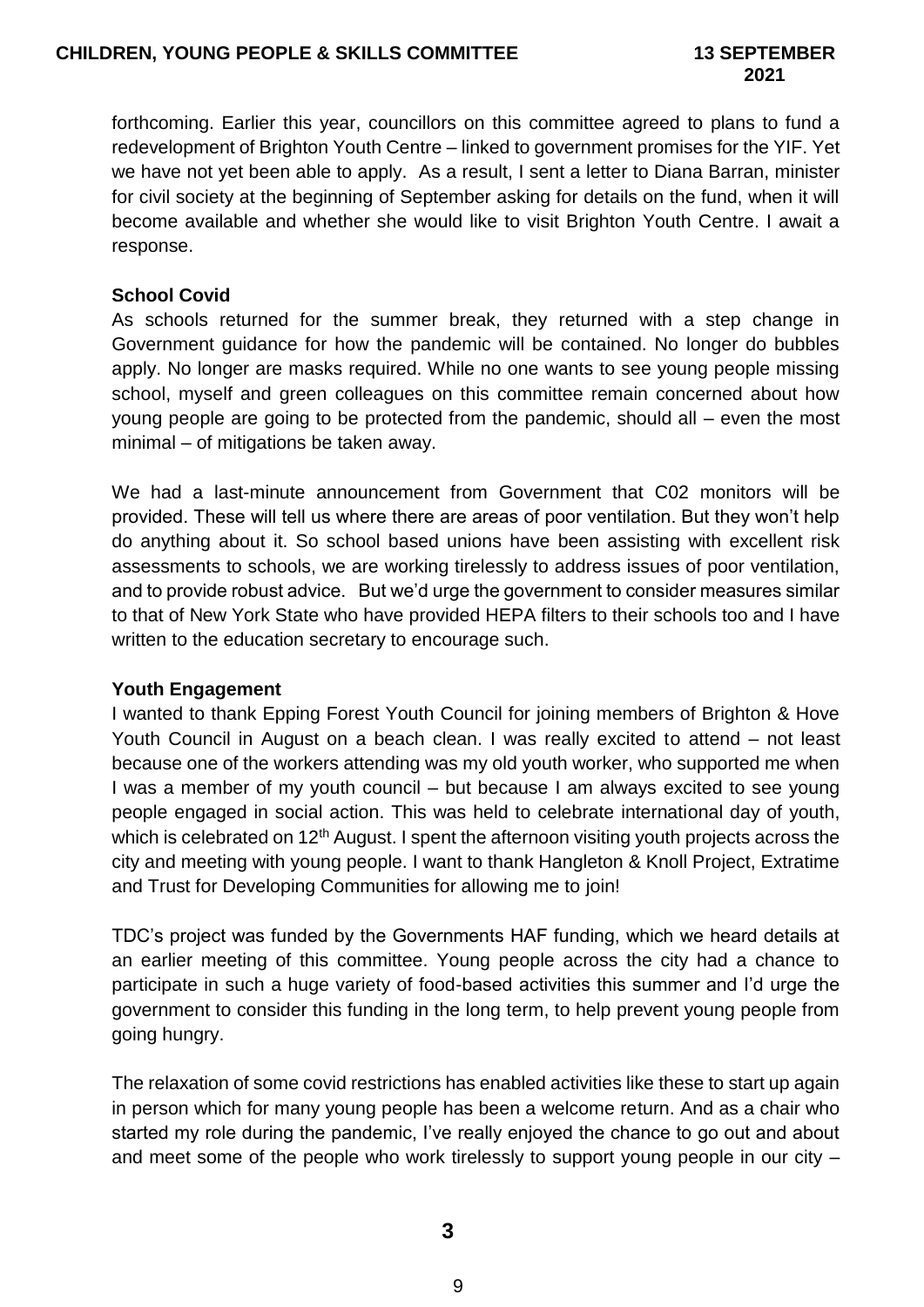forthcoming. Earlier this year, councillors on this committee agreed to plans to fund a redevelopment of Brighton Youth Centre – linked to government promises for the YIF. Yet we have not yet been able to apply. As a result, I sent a letter to Diana Barran, minister for civil society at the beginning of September asking for details on the fund, when it will become available and whether she would like to visit Brighton Youth Centre. I await a response.

**School Covid**

As schools returned for the summer break, they returned with a step change in Government guidance for how the pandemic will be contained. No longer do bubbles apply. No longer are masks required. While no one wants to see young people missing school, myself and green colleagues on this committee remain concerned about how young people are going to be protected from the pandemic, should all – even the most minimal – of mitigations be taken away.

We had a last-minute announcement from Government that C02 monitors will be provided. These will tell us where there are areas of poor ventilation. But they won't help do anything about it. So school based unions have been assisting with excellent risk assessments to schools, we are working tirelessly to address issues of poor ventilation, and to provide robust advice. But we'd urge the government to consider measures similar to that of New York State who have provided HEPA filters to their schools too and I have written to the education secretary to encourage such.

**Youth Engagement**

I wanted to thank Epping Forest Youth Council for joining members of Brighton & Hove Youth Council in August on a beach clean. I was really excited to attend – not least because one of the workers attending was my old youth worker, who supported me when I was a member of my youth council – but because I am always excited to see young people engaged in social action. This was held to celebrate international day of youth, which is celebrated on 12th August. I spent the afternoon visiting youth projects across the city and meeting with young people. I want to thank Hangleton & Knoll Project, Extratime and Trust for Developing Communities for allowing me to join!

TDC's project was funded by the Governments HAF funding, which we heard details at an earlier meeting of this committee. Young people across the city had a chance to participate in such a huge variety of food-based activities this summer and I'd urge the government to consider this funding in the long term, to help prevent young people from going hungry.

The relaxation of some covid restrictions has enabled activities like these to start up again in person which for many young people has been a welcome return. And as a chair who started my role during the pandemic, I've really enjoyed the chance to go out and about and meet some of the people who work tirelessly to support young people in our city –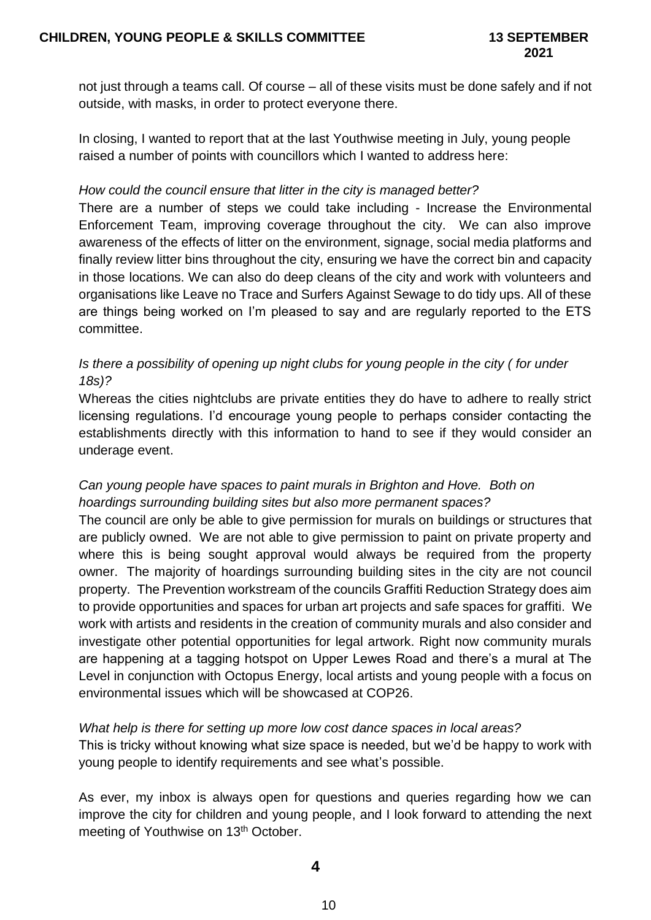not just through a teams call. Of course – all of these visits must be done safely and if not outside, with masks, in order to protect everyone there.

In closing, I wanted to report that at the last Youthwise meeting in July, young people raised a number of points with councillors which I wanted to address here:

*How could the council ensure that litter in the city is managed better?*

There are a number of steps we could take including - Increase the Environmental Enforcement Team, improving coverage throughout the city. We can also improve awareness of the effects of litter on the environment, signage, social media platforms and finally review litter bins throughout the city, ensuring we have the correct bin and capacity in those locations. We can also do deep cleans of the city and work with volunteers and organisations like Leave no Trace and Surfers Against Sewage to do tidy ups. All of these are things being worked on I'm pleased to say and are regularly reported to the ETS committee.

*Is there a possibility of opening up night clubs for young people in the city ( for under 18s)?*

Whereas the cities nightclubs are private entities they do have to adhere to really strict licensing regulations. I'd encourage young people to perhaps consider contacting the establishments directly with this information to hand to see if they would consider an underage event.

*Can young people have spaces to paint murals in Brighton and Hove. Both on hoardings surrounding building sites but also more permanent spaces?*

The council are only be able to give permission for murals on buildings or structures that are publicly owned. We are not able to give permission to paint on private property and where this is being sought approval would always be required from the property owner. The majority of hoardings surrounding building sites in the city are not council property. The Prevention workstream of the councils Graffiti Reduction Strategy does aim to provide opportunities and spaces for urban art projects and safe spaces for graffiti. We work with artists and residents in the creation of community murals and also consider and investigate other potential opportunities for legal artwork. Right now community murals are happening at a tagging hotspot on Upper Lewes Road and there's a mural at The Level in conjunction with Octopus Energy, local artists and young people with a focus on environmental issues which will be showcased at COP26.

*What help is there for setting up more low cost dance spaces in local areas?*

This is tricky without knowing what size space is needed, but we'd be happy to work with young people to identify requirements and see what's possible.

As ever, my inbox is always open for questions and queries regarding how we can improve the city for children and young people, and I look forward to attending the next meeting of Youthwise on 13th October.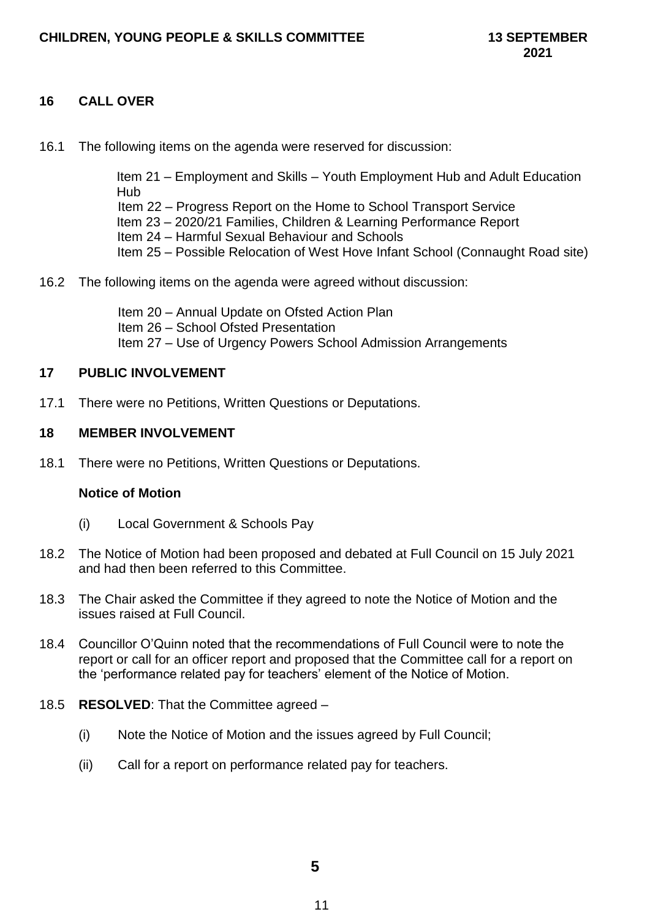## 16 CALL OVER

16.1 The following items on the agenda were reserved for discussion:

Item 21 – Employment and Skills – Youth Employment Hub and Adult Education Hub
Item 22 – Progress Report on the Home to School Transport Service
Item 23 – 2020/21 Families, Children & Learning Performance Report
Item 24 – Harmful Sexual Behaviour and Schools
Item 25 – Possible Relocation of West Hove Infant School (Connaught Road site)

16.2 The following items on the agenda were agreed without discussion:

Item 20 – Annual Update on Ofsted Action Plan
Item 26 – School Ofsted Presentation
Item 27 – Use of Urgency Powers School Admission Arrangements

## 17 PUBLIC INVOLVEMENT

17.1 There were no Petitions, Written Questions or Deputations.

## 18 MEMBER INVOLVEMENT

18.1 There were no Petitions, Written Questions or Deputations.

**Notice of Motion**

(i) Local Government & Schools Pay

18.2 The Notice of Motion had been proposed and debated at Full Council on 15 July 2021 and had then been referred to this Committee.

18.3 The Chair asked the Committee if they agreed to note the Notice of Motion and the issues raised at Full Council.

18.4 Councillor O'Quinn noted that the recommendations of Full Council were to note the report or call for an officer report and proposed that the Committee call for a report on the 'performance related pay for teachers' element of the Notice of Motion.

18.5 **RESOLVED**: That the Committee agreed –

(i) Note the Notice of Motion and the issues agreed by Full Council;

(ii) Call for a report on performance related pay for teachers.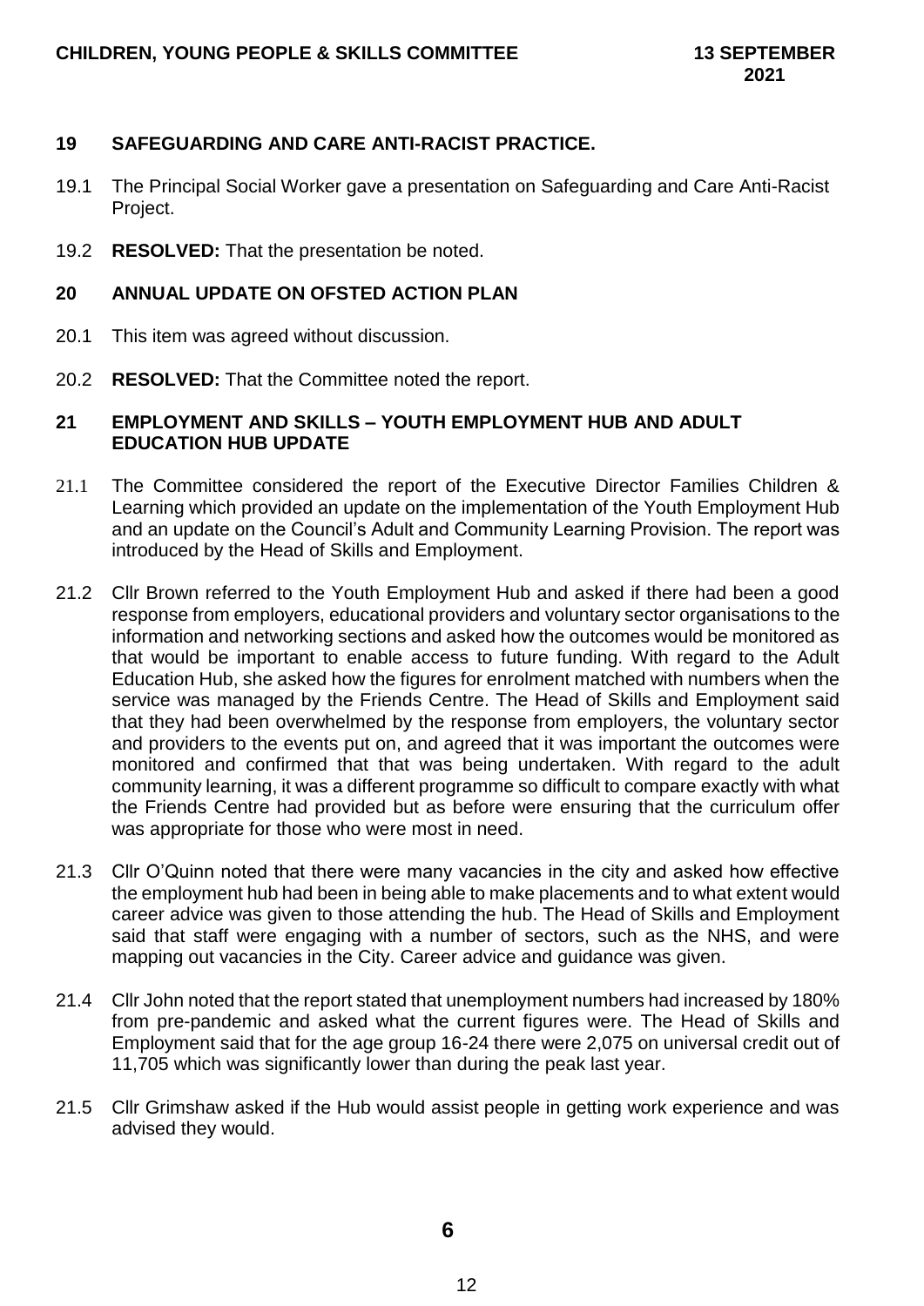## 19 SAFEGUARDING AND CARE ANTI-RACIST PRACTICE.

19.1 The Principal Social Worker gave a presentation on Safeguarding and Care Anti-Racist Project.

19.2 **RESOLVED:** That the presentation be noted.

## 20 ANNUAL UPDATE ON OFSTED ACTION PLAN

20.1 This item was agreed without discussion.

20.2 **RESOLVED:** That the Committee noted the report.

## 21 EMPLOYMENT AND SKILLS – YOUTH EMPLOYMENT HUB AND ADULT EDUCATION HUB UPDATE

21.1 The Committee considered the report of the Executive Director Families Children & Learning which provided an update on the implementation of the Youth Employment Hub and an update on the Council's Adult and Community Learning Provision. The report was introduced by the Head of Skills and Employment.

21.2 Cllr Brown referred to the Youth Employment Hub and asked if there had been a good response from employers, educational providers and voluntary sector organisations to the information and networking sections and asked how the outcomes would be monitored as that would be important to enable access to future funding. With regard to the Adult Education Hub, she asked how the figures for enrolment matched with numbers when the service was managed by the Friends Centre. The Head of Skills and Employment said that they had been overwhelmed by the response from employers, the voluntary sector and providers to the events put on, and agreed that it was important the outcomes were monitored and confirmed that that was being undertaken. With regard to the adult community learning, it was a different programme so difficult to compare exactly with what the Friends Centre had provided but as before were ensuring that the curriculum offer was appropriate for those who were most in need.

21.3 Cllr O'Quinn noted that there were many vacancies in the city and asked how effective the employment hub had been in being able to make placements and to what extent would career advice was given to those attending the hub. The Head of Skills and Employment said that staff were engaging with a number of sectors, such as the NHS, and were mapping out vacancies in the City. Career advice and guidance was given.

21.4 Cllr John noted that the report stated that unemployment numbers had increased by 180% from pre-pandemic and asked what the current figures were. The Head of Skills and Employment said that for the age group 16-24 there were 2,075 on universal credit out of 11,705 which was significantly lower than during the peak last year.

21.5 Cllr Grimshaw asked if the Hub would assist people in getting work experience and was advised they would.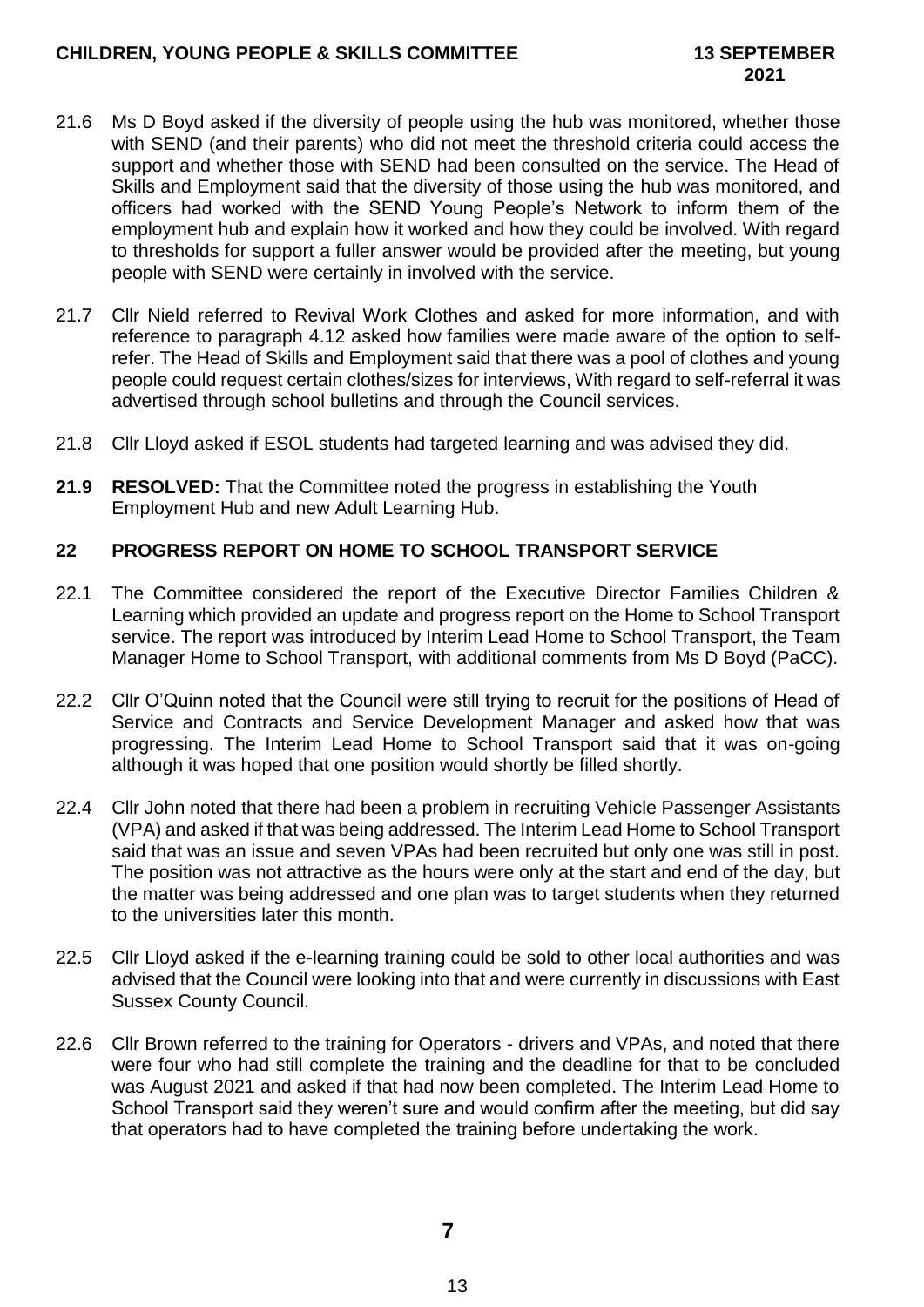21.6 Ms D Boyd asked if the diversity of people using the hub was monitored, whether those with SEND (and their parents) who did not meet the threshold criteria could access the support and whether those with SEND had been consulted on the service. The Head of Skills and Employment said that the diversity of those using the hub was monitored, and officers had worked with the SEND Young People's Network to inform them of the employment hub and explain how it worked and how they could be involved. With regard to thresholds for support a fuller answer would be provided after the meeting, but young people with SEND were certainly in involved with the service.

21.7 Cllr Nield referred to Revival Work Clothes and asked for more information, and with reference to paragraph 4.12 asked how families were made aware of the option to self-refer. The Head of Skills and Employment said that there was a pool of clothes and young people could request certain clothes/sizes for interviews, With regard to self-referral it was advertised through school bulletins and through the Council services.

21.8 Cllr Lloyd asked if ESOL students had targeted learning and was advised they did.

**21.9 RESOLVED:** That the Committee noted the progress in establishing the Youth Employment Hub and new Adult Learning Hub.

## 22 PROGRESS REPORT ON HOME TO SCHOOL TRANSPORT SERVICE

22.1 The Committee considered the report of the Executive Director Families Children & Learning which provided an update and progress report on the Home to School Transport service. The report was introduced by Interim Lead Home to School Transport, the Team Manager Home to School Transport, with additional comments from Ms D Boyd (PaCC).

22.2 Cllr O'Quinn noted that the Council were still trying to recruit for the positions of Head of Service and Contracts and Service Development Manager and asked how that was progressing. The Interim Lead Home to School Transport said that it was on-going although it was hoped that one position would shortly be filled shortly.

22.4 Cllr John noted that there had been a problem in recruiting Vehicle Passenger Assistants (VPA) and asked if that was being addressed. The Interim Lead Home to School Transport said that was an issue and seven VPAs had been recruited but only one was still in post. The position was not attractive as the hours were only at the start and end of the day, but the matter was being addressed and one plan was to target students when they returned to the universities later this month.

22.5 Cllr Lloyd asked if the e-learning training could be sold to other local authorities and was advised that the Council were looking into that and were currently in discussions with East Sussex County Council.

22.6 Cllr Brown referred to the training for Operators - drivers and VPAs, and noted that there were four who had still complete the training and the deadline for that to be concluded was August 2021 and asked if that had now been completed. The Interim Lead Home to School Transport said they weren't sure and would confirm after the meeting, but did say that operators had to have completed the training before undertaking the work.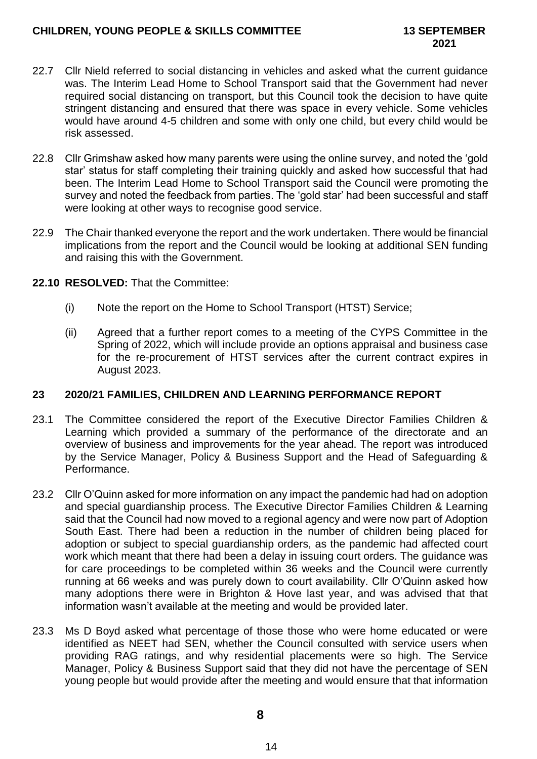22.7 Cllr Nield referred to social distancing in vehicles and asked what the current guidance was. The Interim Lead Home to School Transport said that the Government had never required social distancing on transport, but this Council took the decision to have quite stringent distancing and ensured that there was space in every vehicle. Some vehicles would have around 4-5 children and some with only one child, but every child would be risk assessed.

22.8 Cllr Grimshaw asked how many parents were using the online survey, and noted the 'gold star' status for staff completing their training quickly and asked how successful that had been. The Interim Lead Home to School Transport said the Council were promoting the survey and noted the feedback from parties. The 'gold star' had been successful and staff were looking at other ways to recognise good service.

22.9 The Chair thanked everyone the report and the work undertaken. There would be financial implications from the report and the Council would be looking at additional SEN funding and raising this with the Government.

**22.10 RESOLVED:** That the Committee:

(i) Note the report on the Home to School Transport (HTST) Service;

(ii) Agreed that a further report comes to a meeting of the CYPS Committee in the Spring of 2022, which will include provide an options appraisal and business case for the re-procurement of HTST services after the current contract expires in August 2023.

## 23 2020/21 FAMILIES, CHILDREN AND LEARNING PERFORMANCE REPORT

23.1 The Committee considered the report of the Executive Director Families Children & Learning which provided a summary of the performance of the directorate and an overview of business and improvements for the year ahead. The report was introduced by the Service Manager, Policy & Business Support and the Head of Safeguarding & Performance.

23.2 Cllr O'Quinn asked for more information on any impact the pandemic had had on adoption and special guardianship process. The Executive Director Families Children & Learning said that the Council had now moved to a regional agency and were now part of Adoption South East. There had been a reduction in the number of children being placed for adoption or subject to special guardianship orders, as the pandemic had affected court work which meant that there had been a delay in issuing court orders. The guidance was for care proceedings to be completed within 36 weeks and the Council were currently running at 66 weeks and was purely down to court availability. Cllr O'Quinn asked how many adoptions there were in Brighton & Hove last year, and was advised that that information wasn't available at the meeting and would be provided later.

23.3 Ms D Boyd asked what percentage of those those who were home educated or were identified as NEET had SEN, whether the Council consulted with service users when providing RAG ratings, and why residential placements were so high. The Service Manager, Policy & Business Support said that they did not have the percentage of SEN young people but would provide after the meeting and would ensure that that information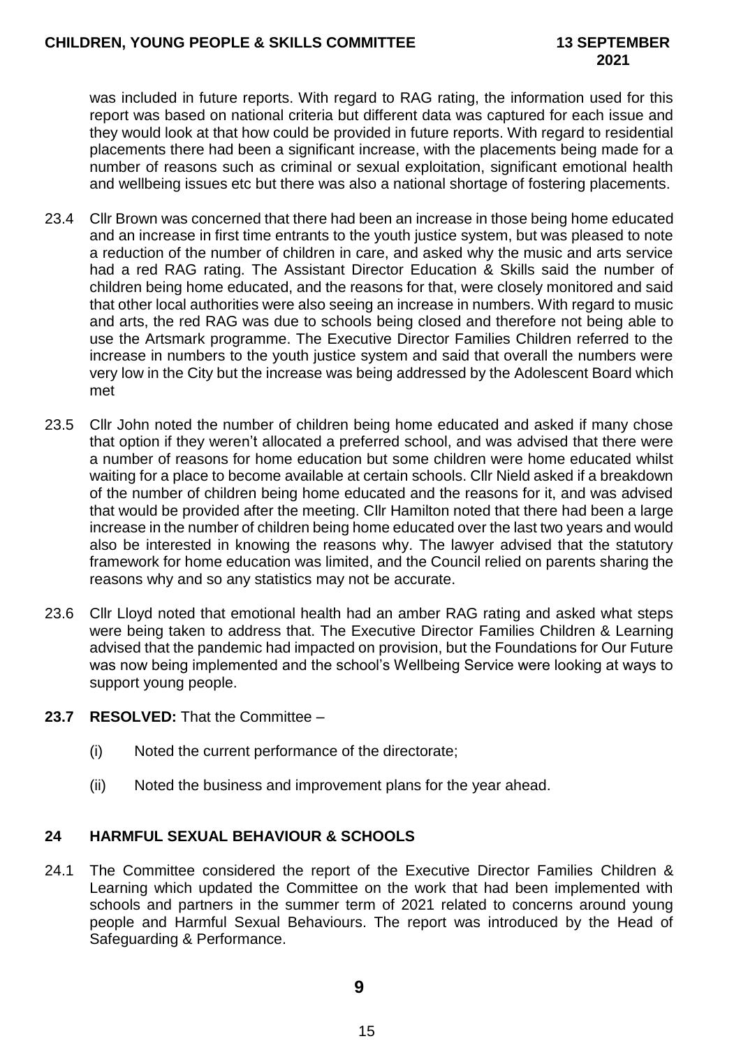was included in future reports. With regard to RAG rating, the information used for this report was based on national criteria but different data was captured for each issue and they would look at that how could be provided in future reports. With regard to residential placements there had been a significant increase, with the placements being made for a number of reasons such as criminal or sexual exploitation, significant emotional health and wellbeing issues etc but there was also a national shortage of fostering placements.

23.4 Cllr Brown was concerned that there had been an increase in those being home educated and an increase in first time entrants to the youth justice system, but was pleased to note a reduction of the number of children in care, and asked why the music and arts service had a red RAG rating. The Assistant Director Education & Skills said the number of children being home educated, and the reasons for that, were closely monitored and said that other local authorities were also seeing an increase in numbers. With regard to music and arts, the red RAG was due to schools being closed and therefore not being able to use the Artsmark programme. The Executive Director Families Children referred to the increase in numbers to the youth justice system and said that overall the numbers were very low in the City but the increase was being addressed by the Adolescent Board which met

23.5 Cllr John noted the number of children being home educated and asked if many chose that option if they weren't allocated a preferred school, and was advised that there were a number of reasons for home education but some children were home educated whilst waiting for a place to become available at certain schools. Cllr Nield asked if a breakdown of the number of children being home educated and the reasons for it, and was advised that would be provided after the meeting. Cllr Hamilton noted that there had been a large increase in the number of children being home educated over the last two years and would also be interested in knowing the reasons why. The lawyer advised that the statutory framework for home education was limited, and the Council relied on parents sharing the reasons why and so any statistics may not be accurate.

23.6 Cllr Lloyd noted that emotional health had an amber RAG rating and asked what steps were being taken to address that. The Executive Director Families Children & Learning advised that the pandemic had impacted on provision, but the Foundations for Our Future was now being implemented and the school's Wellbeing Service were looking at ways to support young people.

**23.7 RESOLVED:** That the Committee –

(i) Noted the current performance of the directorate;

(ii) Noted the business and improvement plans for the year ahead.

## 24 HARMFUL SEXUAL BEHAVIOUR & SCHOOLS

24.1 The Committee considered the report of the Executive Director Families Children & Learning which updated the Committee on the work that had been implemented with schools and partners in the summer term of 2021 related to concerns around young people and Harmful Sexual Behaviours. The report was introduced by the Head of Safeguarding & Performance.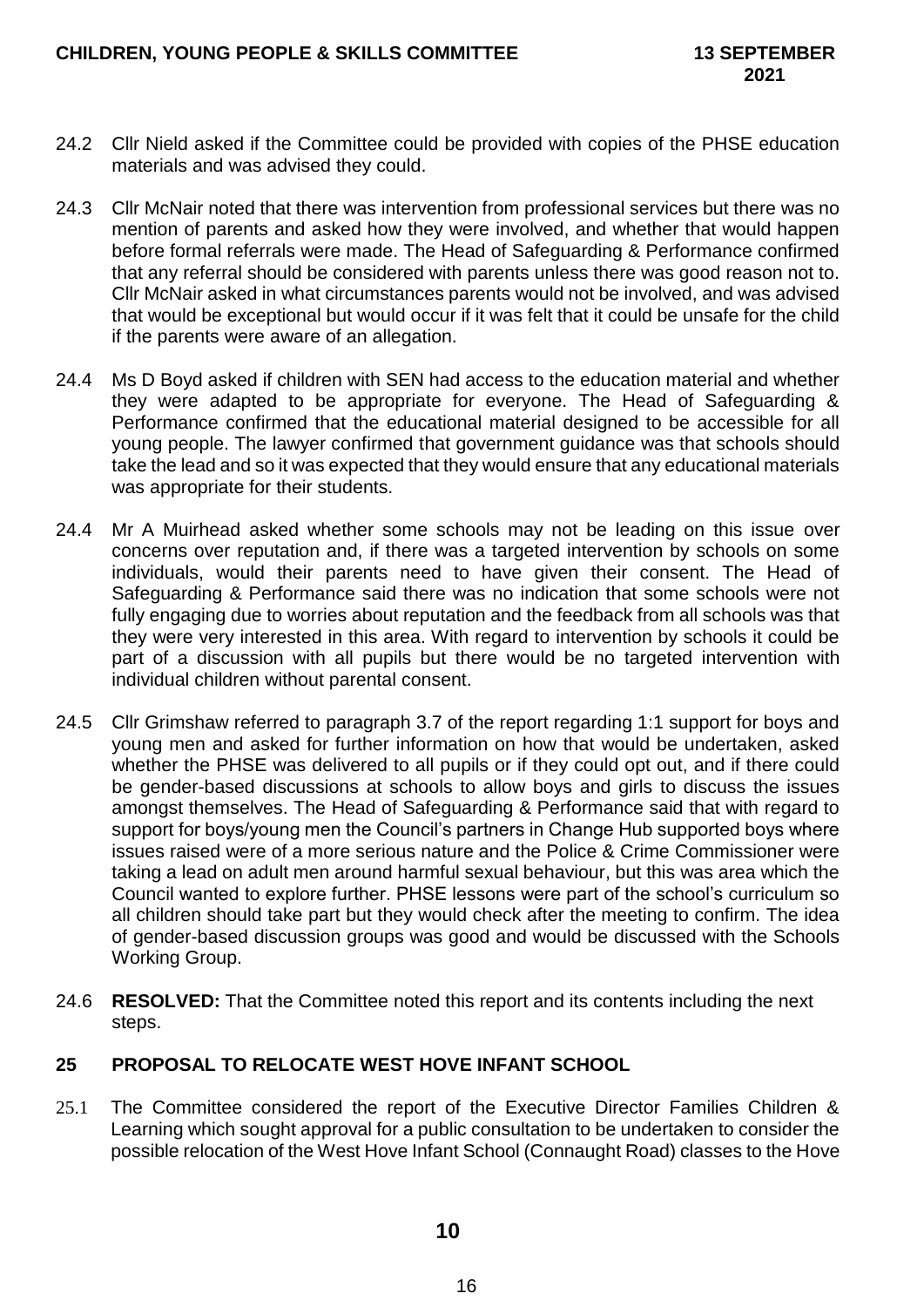24.2 Cllr Nield asked if the Committee could be provided with copies of the PHSE education materials and was advised they could.

24.3 Cllr McNair noted that there was intervention from professional services but there was no mention of parents and asked how they were involved, and whether that would happen before formal referrals were made. The Head of Safeguarding & Performance confirmed that any referral should be considered with parents unless there was good reason not to. Cllr McNair asked in what circumstances parents would not be involved, and was advised that would be exceptional but would occur if it was felt that it could be unsafe for the child if the parents were aware of an allegation.

24.4 Ms D Boyd asked if children with SEN had access to the education material and whether they were adapted to be appropriate for everyone. The Head of Safeguarding & Performance confirmed that the educational material designed to be accessible for all young people. The lawyer confirmed that government guidance was that schools should take the lead and so it was expected that they would ensure that any educational materials was appropriate for their students.

24.4 Mr A Muirhead asked whether some schools may not be leading on this issue over concerns over reputation and, if there was a targeted intervention by schools on some individuals, would their parents need to have given their consent. The Head of Safeguarding & Performance said there was no indication that some schools were not fully engaging due to worries about reputation and the feedback from all schools was that they were very interested in this area. With regard to intervention by schools it could be part of a discussion with all pupils but there would be no targeted intervention with individual children without parental consent.

24.5 Cllr Grimshaw referred to paragraph 3.7 of the report regarding 1:1 support for boys and young men and asked for further information on how that would be undertaken, asked whether the PHSE was delivered to all pupils or if they could opt out, and if there could be gender-based discussions at schools to allow boys and girls to discuss the issues amongst themselves. The Head of Safeguarding & Performance said that with regard to support for boys/young men the Council's partners in Change Hub supported boys where issues raised were of a more serious nature and the Police & Crime Commissioner were taking a lead on adult men around harmful sexual behaviour, but this was area which the Council wanted to explore further. PHSE lessons were part of the school's curriculum so all children should take part but they would check after the meeting to confirm. The idea of gender-based discussion groups was good and would be discussed with the Schools Working Group.

24.6 **RESOLVED:** That the Committee noted this report and its contents including the next steps.

## 25 PROPOSAL TO RELOCATE WEST HOVE INFANT SCHOOL

25.1 The Committee considered the report of the Executive Director Families Children & Learning which sought approval for a public consultation to be undertaken to consider the possible relocation of the West Hove Infant School (Connaught Road) classes to the Hove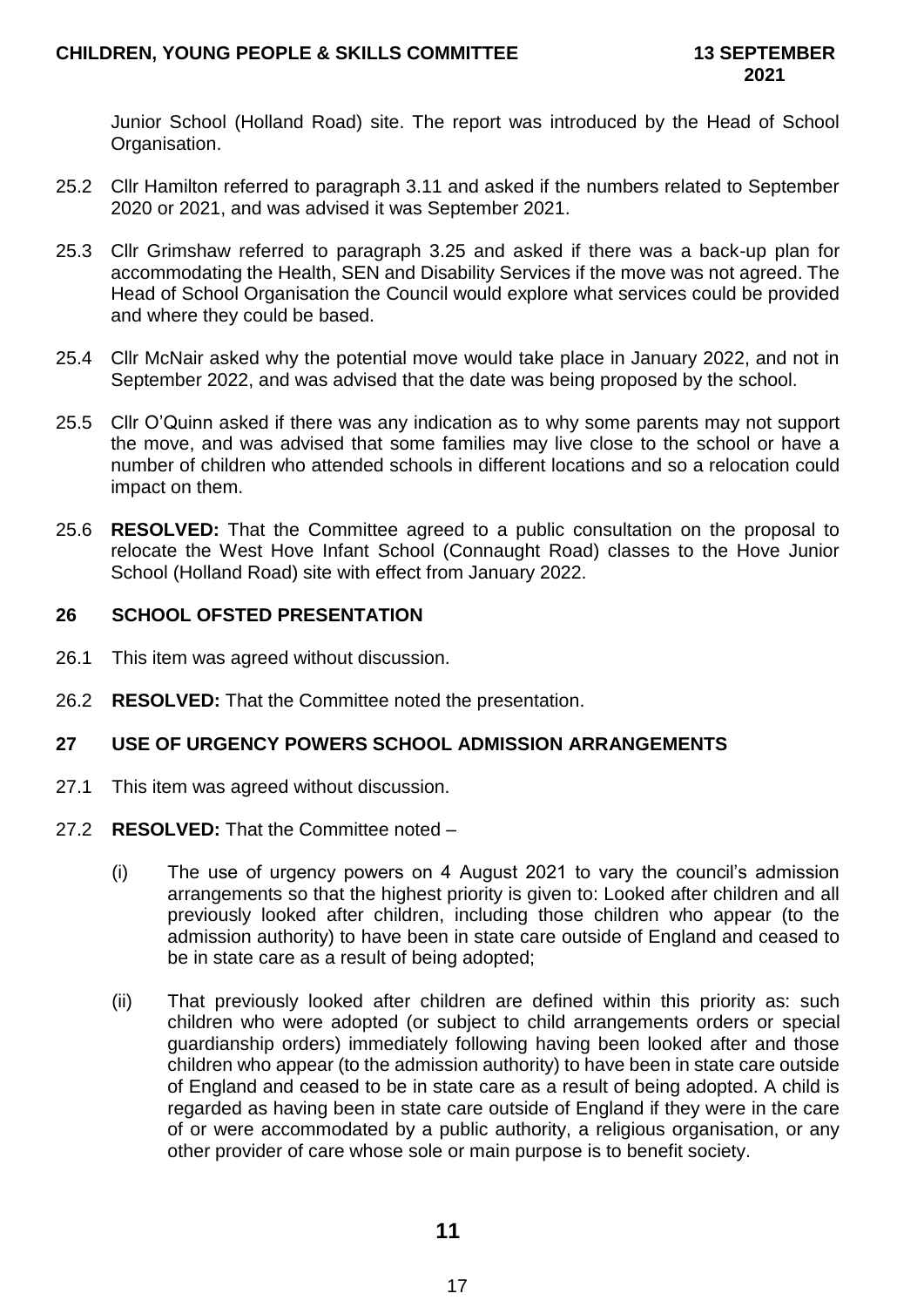Junior School (Holland Road) site. The report was introduced by the Head of School Organisation.

25.2 Cllr Hamilton referred to paragraph 3.11 and asked if the numbers related to September 2020 or 2021, and was advised it was September 2021.

25.3 Cllr Grimshaw referred to paragraph 3.25 and asked if there was a back-up plan for accommodating the Health, SEN and Disability Services if the move was not agreed. The Head of School Organisation the Council would explore what services could be provided and where they could be based.

25.4 Cllr McNair asked why the potential move would take place in January 2022, and not in September 2022, and was advised that the date was being proposed by the school.

25.5 Cllr O'Quinn asked if there was any indication as to why some parents may not support the move, and was advised that some families may live close to the school or have a number of children who attended schools in different locations and so a relocation could impact on them.

25.6 **RESOLVED:** That the Committee agreed to a public consultation on the proposal to relocate the West Hove Infant School (Connaught Road) classes to the Hove Junior School (Holland Road) site with effect from January 2022.

## 26 SCHOOL OFSTED PRESENTATION

26.1 This item was agreed without discussion.

26.2 **RESOLVED:** That the Committee noted the presentation.

## 27 USE OF URGENCY POWERS SCHOOL ADMISSION ARRANGEMENTS

27.1 This item was agreed without discussion.

27.2 **RESOLVED:** That the Committee noted –

(i) The use of urgency powers on 4 August 2021 to vary the council's admission arrangements so that the highest priority is given to: Looked after children and all previously looked after children, including those children who appear (to the admission authority) to have been in state care outside of England and ceased to be in state care as a result of being adopted;

(ii) That previously looked after children are defined within this priority as: such children who were adopted (or subject to child arrangements orders or special guardianship orders) immediately following having been looked after and those children who appear (to the admission authority) to have been in state care outside of England and ceased to be in state care as a result of being adopted. A child is regarded as having been in state care outside of England if they were in the care of or were accommodated by a public authority, a religious organisation, or any other provider of care whose sole or main purpose is to benefit society.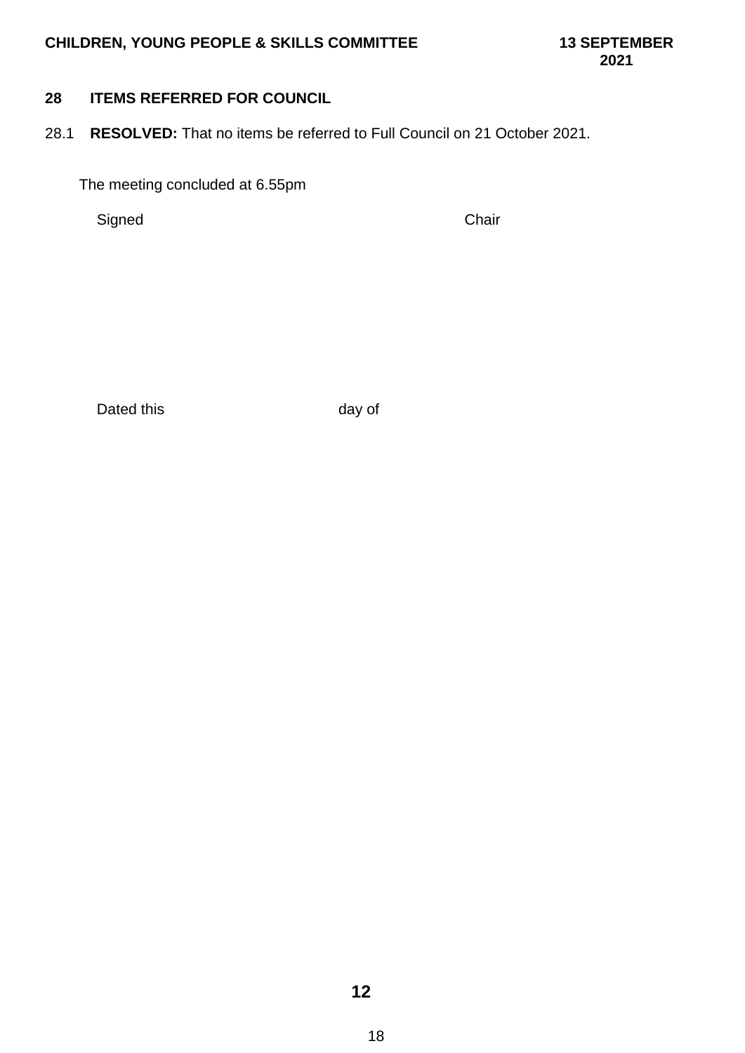## 28 ITEMS REFERRED FOR COUNCIL

28.1 **RESOLVED:** That no items be referred to Full Council on 21 October 2021.

The meeting concluded at 6.55pm

Signed Chair

Dated this day of